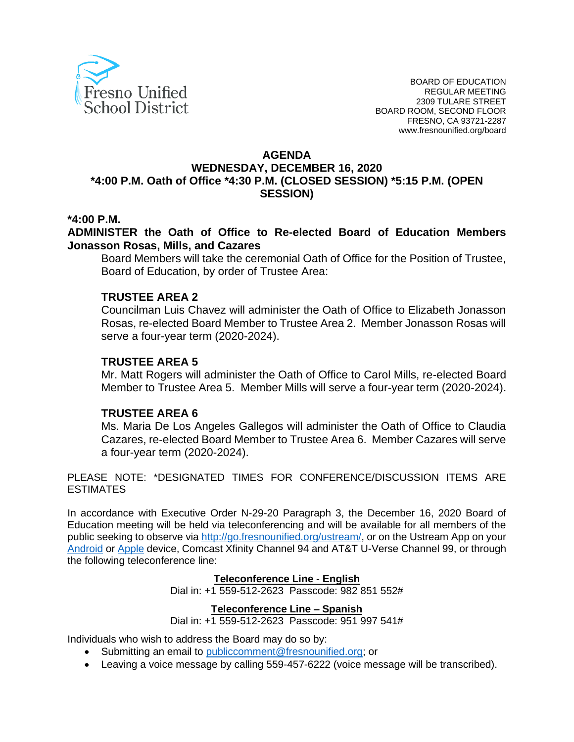Fresno Unified School District

BOARD OF EDUCATION
REGULAR MEETING
2309 TULARE STREET
BOARD ROOM, SECOND FLOOR
FRESNO, CA 93721-2287
www.fresnounified.org/board

# AGENDA
## WEDNESDAY, DECEMBER 16, 2020
## *4:00 P.M. Oath of Office *4:30 P.M. (CLOSED SESSION) *5:15 P.M. (OPEN SESSION)

**\*4:00 P.M.**

**ADMINISTER the Oath of Office to Re-elected Board of Education Members Jonasson Rosas, Mills, and Cazares**

Board Members will take the ceremonial Oath of Office for the Position of Trustee, Board of Education, by order of Trustee Area:

**TRUSTEE AREA 2**

Councilman Luis Chavez will administer the Oath of Office to Elizabeth Jonasson Rosas, re-elected Board Member to Trustee Area 2. Member Jonasson Rosas will serve a four-year term (2020-2024).

**TRUSTEE AREA 5**

Mr. Matt Rogers will administer the Oath of Office to Carol Mills, re-elected Board Member to Trustee Area 5. Member Mills will serve a four-year term (2020-2024).

**TRUSTEE AREA 6**

Ms. Maria De Los Angeles Gallegos will administer the Oath of Office to Claudia Cazares, re-elected Board Member to Trustee Area 6. Member Cazares will serve a four-year term (2020-2024).

PLEASE NOTE: *DESIGNATED TIMES FOR CONFERENCE/DISCUSSION ITEMS ARE ESTIMATES

In accordance with Executive Order N-29-20 Paragraph 3, the December 16, 2020 Board of Education meeting will be held via teleconferencing and will be available for all members of the public seeking to observe via http://go.fresnounified.org/ustream/, or on the Ustream App on your Android or Apple device, Comcast Xfinity Channel 94 and AT&T U-Verse Channel 99, or through the following teleconference line:

**Teleconference Line - English**
Dial in: +1 559-512-2623 Passcode: 982 851 552#

**Teleconference Line – Spanish**
Dial in: +1 559-512-2623 Passcode: 951 997 541#

Individuals who wish to address the Board may do so by:

- Submitting an email to publiccomment@fresnounified.org; or
- Leaving a voice message by calling 559-457-6222 (voice message will be transcribed).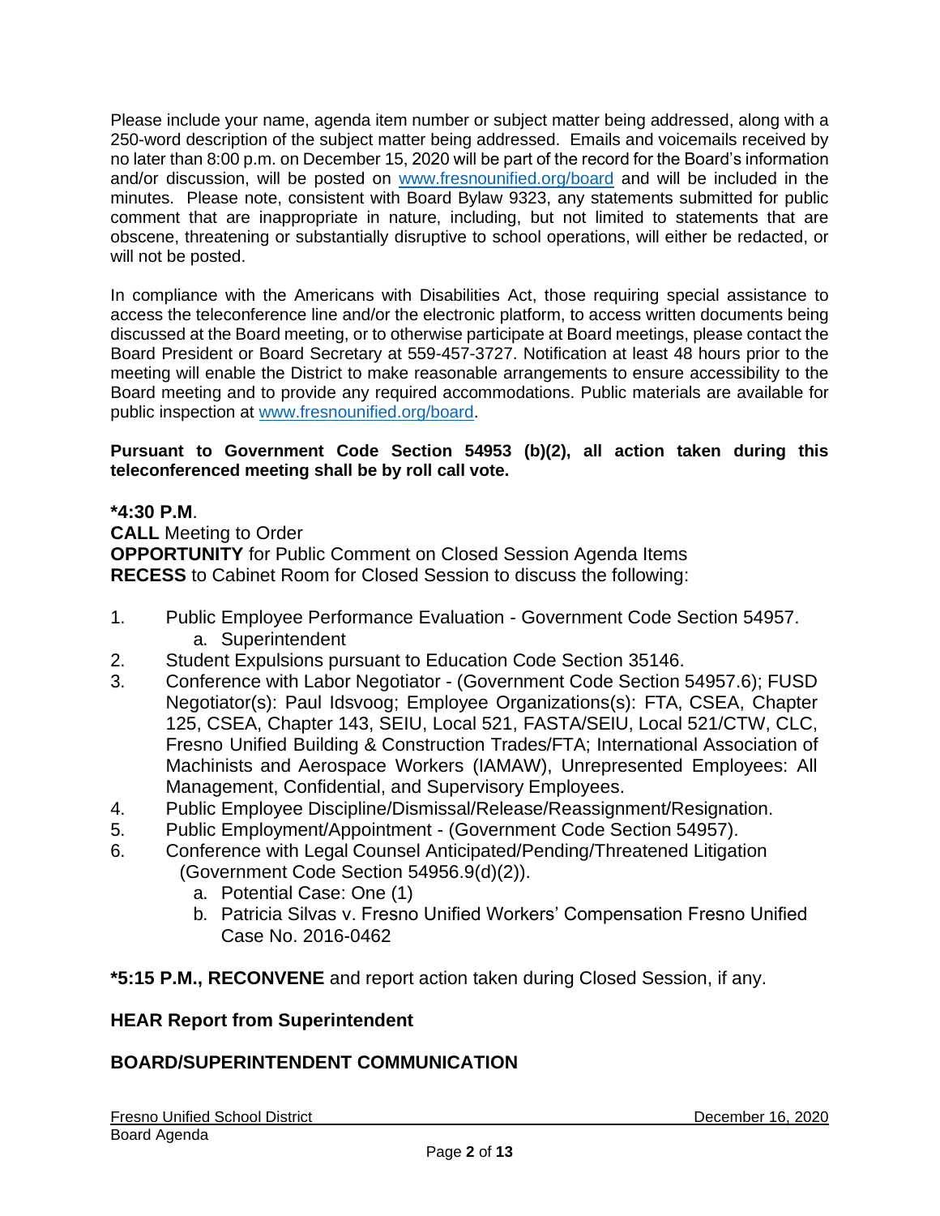Please include your name, agenda item number or subject matter being addressed, along with a 250-word description of the subject matter being addressed. Emails and voicemails received by no later than 8:00 p.m. on December 15, 2020 will be part of the record for the Board's information and/or discussion, will be posted on [www.fresnounified.org/board](http://www.fresnounified.org/board) and will be included in the minutes. Please note, consistent with Board Bylaw 9323, any statements submitted for public comment that are inappropriate in nature, including, but not limited to statements that are obscene, threatening or substantially disruptive to school operations, will either be redacted, or will not be posted.

In compliance with the Americans with Disabilities Act, those requiring special assistance to access the teleconference line and/or the electronic platform, to access written documents being discussed at the Board meeting, or to otherwise participate at Board meetings, please contact the Board President or Board Secretary at 559-457-3727. Notification at least 48 hours prior to the meeting will enable the District to make reasonable arrangements to ensure accessibility to the Board meeting and to provide any required accommodations. Public materials are available for public inspection at [www.fresnounified.org/board](http://www.fresnounified.org/board).

**Pursuant to Government Code Section 54953 (b)(2), all action taken during this teleconferenced meeting shall be by roll call vote.**

**\*4:30 P.M**.
**CALL** Meeting to Order
**OPPORTUNITY** for Public Comment on Closed Session Agenda Items
**RECESS** to Cabinet Room for Closed Session to discuss the following:

1. Public Employee Performance Evaluation - Government Code Section 54957.
   a. Superintendent
2. Student Expulsions pursuant to Education Code Section 35146.
3. Conference with Labor Negotiator - (Government Code Section 54957.6); FUSD Negotiator(s): Paul Idsvoog; Employee Organizations(s): FTA, CSEA, Chapter 125, CSEA, Chapter 143, SEIU, Local 521, FASTA/SEIU, Local 521/CTW, CLC, Fresno Unified Building & Construction Trades/FTA; International Association of Machinists and Aerospace Workers (IAMAW), Unrepresented Employees: All Management, Confidential, and Supervisory Employees.
4. Public Employee Discipline/Dismissal/Release/Reassignment/Resignation.
5. Public Employment/Appointment - (Government Code Section 54957).
6. Conference with Legal Counsel Anticipated/Pending/Threatened Litigation (Government Code Section 54956.9(d)(2)).
   a. Potential Case: One (1)
   b. Patricia Silvas v. Fresno Unified Workers' Compensation Fresno Unified Case No. 2016-0462

**\*5:15 P.M., RECONVENE** and report action taken during Closed Session, if any.

**HEAR Report from Superintendent**

**BOARD/SUPERINTENDENT COMMUNICATION**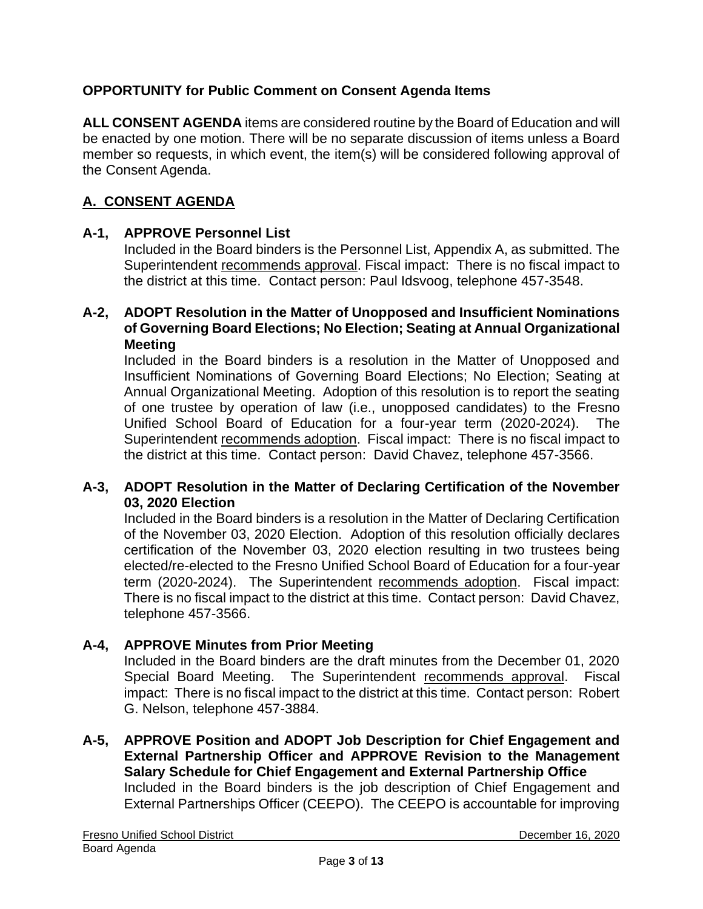**OPPORTUNITY for Public Comment on Consent Agenda Items**

**ALL CONSENT AGENDA** items are considered routine by the Board of Education and will be enacted by one motion. There will be no separate discussion of items unless a Board member so requests, in which event, the item(s) will be considered following approval of the Consent Agenda.

## A. CONSENT AGENDA

**A-1, APPROVE Personnel List**

Included in the Board binders is the Personnel List, Appendix A, as submitted. The Superintendent recommends approval. Fiscal impact: There is no fiscal impact to the district at this time. Contact person: Paul Idsvoog, telephone 457-3548.

**A-2, ADOPT Resolution in the Matter of Unopposed and Insufficient Nominations of Governing Board Elections; No Election; Seating at Annual Organizational Meeting**

Included in the Board binders is a resolution in the Matter of Unopposed and Insufficient Nominations of Governing Board Elections; No Election; Seating at Annual Organizational Meeting. Adoption of this resolution is to report the seating of one trustee by operation of law (i.e., unopposed candidates) to the Fresno Unified School Board of Education for a four-year term (2020-2024). The Superintendent recommends adoption. Fiscal impact: There is no fiscal impact to the district at this time. Contact person: David Chavez, telephone 457-3566.

**A-3, ADOPT Resolution in the Matter of Declaring Certification of the November 03, 2020 Election**

Included in the Board binders is a resolution in the Matter of Declaring Certification of the November 03, 2020 Election. Adoption of this resolution officially declares certification of the November 03, 2020 election resulting in two trustees being elected/re-elected to the Fresno Unified School Board of Education for a four-year term (2020-2024). The Superintendent recommends adoption. Fiscal impact: There is no fiscal impact to the district at this time. Contact person: David Chavez, telephone 457-3566.

**A-4, APPROVE Minutes from Prior Meeting**

Included in the Board binders are the draft minutes from the December 01, 2020 Special Board Meeting. The Superintendent recommends approval. Fiscal impact: There is no fiscal impact to the district at this time. Contact person: Robert G. Nelson, telephone 457-3884.

**A-5, APPROVE Position and ADOPT Job Description for Chief Engagement and External Partnership Officer and APPROVE Revision to the Management Salary Schedule for Chief Engagement and External Partnership Office**

Included in the Board binders is the job description of Chief Engagement and External Partnerships Officer (CEEPO). The CEEPO is accountable for improving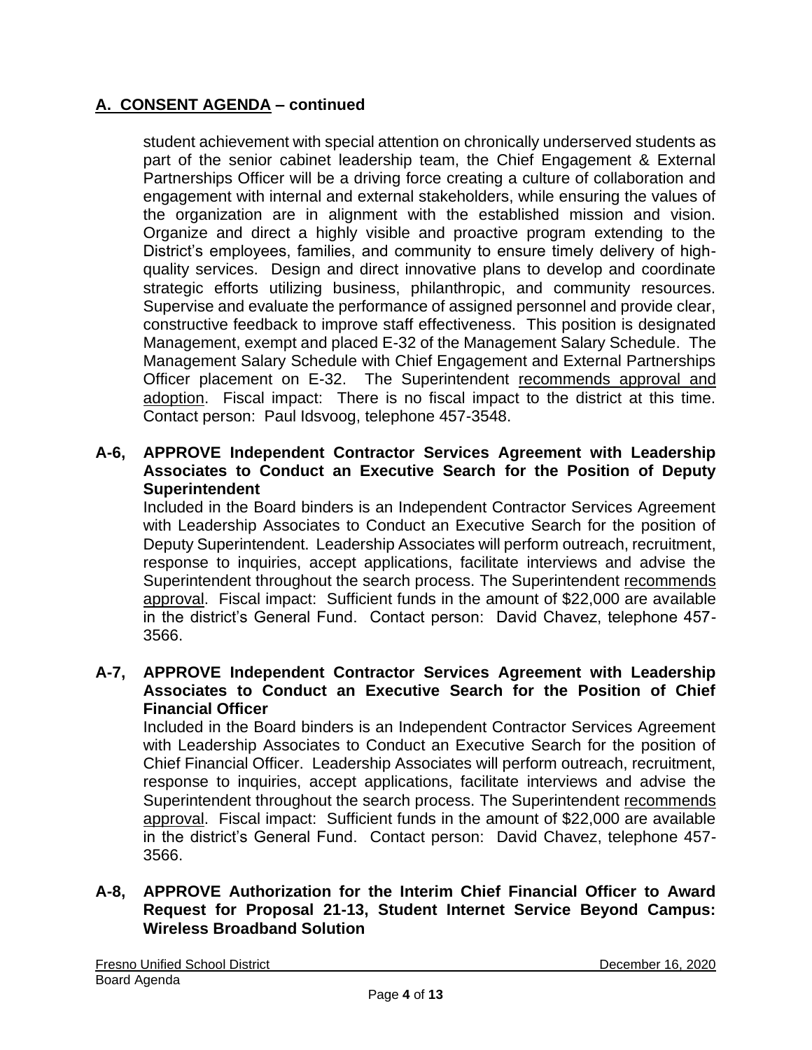## A. CONSENT AGENDA – continued

student achievement with special attention on chronically underserved students as part of the senior cabinet leadership team, the Chief Engagement & External Partnerships Officer will be a driving force creating a culture of collaboration and engagement with internal and external stakeholders, while ensuring the values of the organization are in alignment with the established mission and vision. Organize and direct a highly visible and proactive program extending to the District's employees, families, and community to ensure timely delivery of high-quality services. Design and direct innovative plans to develop and coordinate strategic efforts utilizing business, philanthropic, and community resources. Supervise and evaluate the performance of assigned personnel and provide clear, constructive feedback to improve staff effectiveness. This position is designated Management, exempt and placed E-32 of the Management Salary Schedule. The Management Salary Schedule with Chief Engagement and External Partnerships Officer placement on E-32. The Superintendent recommends approval and adoption. Fiscal impact: There is no fiscal impact to the district at this time. Contact person: Paul Idsvoog, telephone 457-3548.

**A-6, APPROVE Independent Contractor Services Agreement with Leadership Associates to Conduct an Executive Search for the Position of Deputy Superintendent**

Included in the Board binders is an Independent Contractor Services Agreement with Leadership Associates to Conduct an Executive Search for the position of Deputy Superintendent. Leadership Associates will perform outreach, recruitment, response to inquiries, accept applications, facilitate interviews and advise the Superintendent throughout the search process. The Superintendent recommends approval. Fiscal impact: Sufficient funds in the amount of $22,000 are available in the district's General Fund. Contact person: David Chavez, telephone 457-3566.

**A-7, APPROVE Independent Contractor Services Agreement with Leadership Associates to Conduct an Executive Search for the Position of Chief Financial Officer**

Included in the Board binders is an Independent Contractor Services Agreement with Leadership Associates to Conduct an Executive Search for the position of Chief Financial Officer. Leadership Associates will perform outreach, recruitment, response to inquiries, accept applications, facilitate interviews and advise the Superintendent throughout the search process. The Superintendent recommends approval. Fiscal impact: Sufficient funds in the amount of $22,000 are available in the district's General Fund. Contact person: David Chavez, telephone 457-3566.

**A-8, APPROVE Authorization for the Interim Chief Financial Officer to Award Request for Proposal 21-13, Student Internet Service Beyond Campus: Wireless Broadband Solution**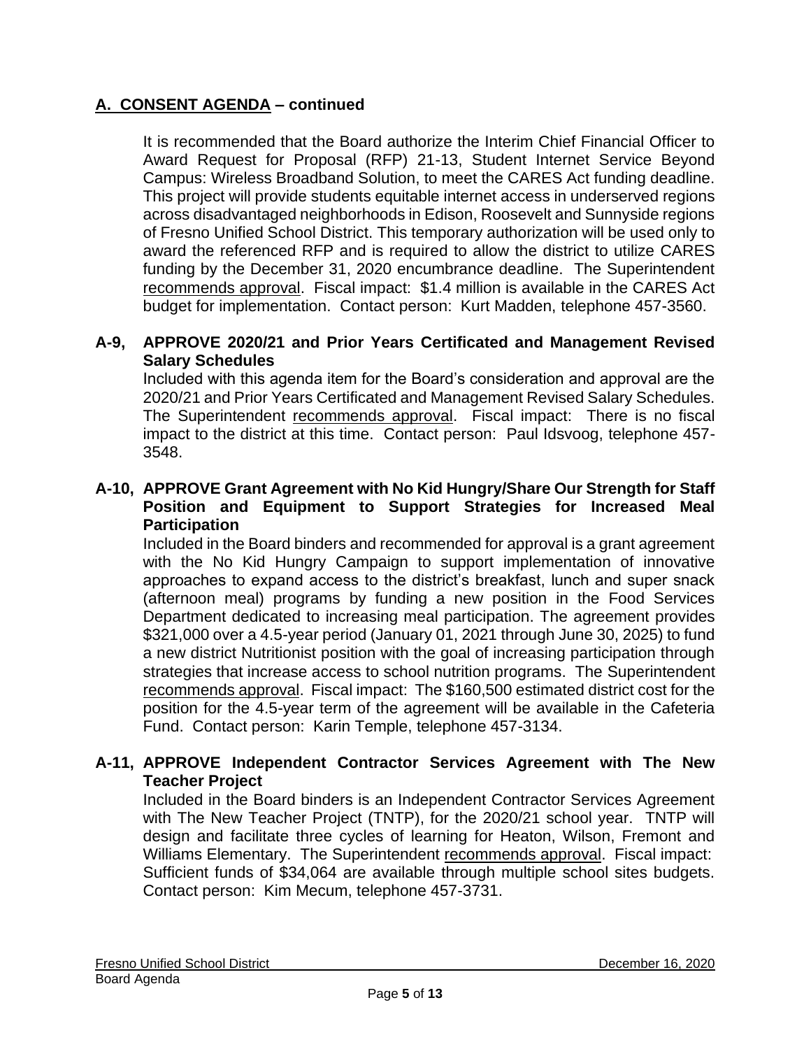## A. CONSENT AGENDA – continued

It is recommended that the Board authorize the Interim Chief Financial Officer to Award Request for Proposal (RFP) 21-13, Student Internet Service Beyond Campus: Wireless Broadband Solution, to meet the CARES Act funding deadline. This project will provide students equitable internet access in underserved regions across disadvantaged neighborhoods in Edison, Roosevelt and Sunnyside regions of Fresno Unified School District. This temporary authorization will be used only to award the referenced RFP and is required to allow the district to utilize CARES funding by the December 31, 2020 encumbrance deadline. The Superintendent recommends approval. Fiscal impact: $1.4 million is available in the CARES Act budget for implementation. Contact person: Kurt Madden, telephone 457-3560.

**A-9, APPROVE 2020/21 and Prior Years Certificated and Management Revised Salary Schedules**

Included with this agenda item for the Board's consideration and approval are the 2020/21 and Prior Years Certificated and Management Revised Salary Schedules. The Superintendent recommends approval. Fiscal impact: There is no fiscal impact to the district at this time. Contact person: Paul Idsvoog, telephone 457-3548.

**A-10, APPROVE Grant Agreement with No Kid Hungry/Share Our Strength for Staff Position and Equipment to Support Strategies for Increased Meal Participation**

Included in the Board binders and recommended for approval is a grant agreement with the No Kid Hungry Campaign to support implementation of innovative approaches to expand access to the district's breakfast, lunch and super snack (afternoon meal) programs by funding a new position in the Food Services Department dedicated to increasing meal participation. The agreement provides $321,000 over a 4.5-year period (January 01, 2021 through June 30, 2025) to fund a new district Nutritionist position with the goal of increasing participation through strategies that increase access to school nutrition programs. The Superintendent recommends approval. Fiscal impact: The $160,500 estimated district cost for the position for the 4.5-year term of the agreement will be available in the Cafeteria Fund. Contact person: Karin Temple, telephone 457-3134.

**A-11, APPROVE Independent Contractor Services Agreement with The New Teacher Project**

Included in the Board binders is an Independent Contractor Services Agreement with The New Teacher Project (TNTP), for the 2020/21 school year. TNTP will design and facilitate three cycles of learning for Heaton, Wilson, Fremont and Williams Elementary. The Superintendent recommends approval. Fiscal impact: Sufficient funds of $34,064 are available through multiple school sites budgets. Contact person: Kim Mecum, telephone 457-3731.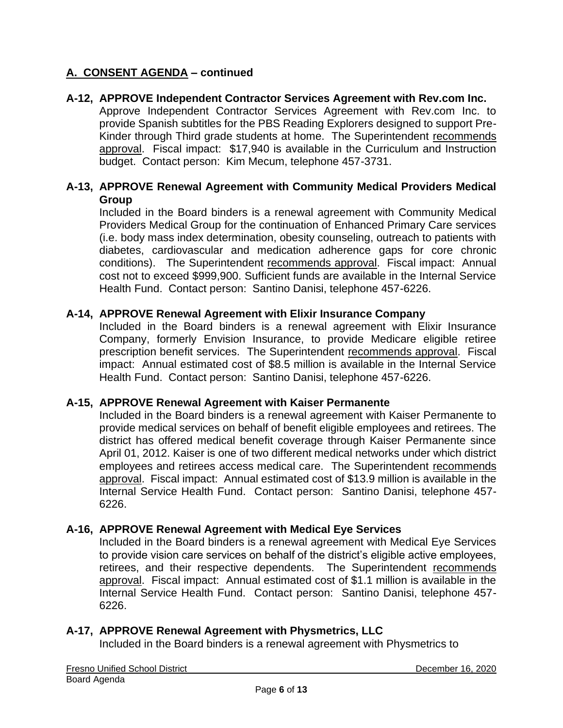## A. CONSENT AGENDA – continued

**A-12, APPROVE Independent Contractor Services Agreement with Rev.com Inc.**

Approve Independent Contractor Services Agreement with Rev.com Inc. to provide Spanish subtitles for the PBS Reading Explorers designed to support Pre-Kinder through Third grade students at home. The Superintendent recommends approval. Fiscal impact: $17,940 is available in the Curriculum and Instruction budget. Contact person: Kim Mecum, telephone 457-3731.

**A-13, APPROVE Renewal Agreement with Community Medical Providers Medical Group**

Included in the Board binders is a renewal agreement with Community Medical Providers Medical Group for the continuation of Enhanced Primary Care services (i.e. body mass index determination, obesity counseling, outreach to patients with diabetes, cardiovascular and medication adherence gaps for core chronic conditions). The Superintendent recommends approval. Fiscal impact: Annual cost not to exceed $999,900. Sufficient funds are available in the Internal Service Health Fund. Contact person: Santino Danisi, telephone 457-6226.

**A-14, APPROVE Renewal Agreement with Elixir Insurance Company**

Included in the Board binders is a renewal agreement with Elixir Insurance Company, formerly Envision Insurance, to provide Medicare eligible retiree prescription benefit services. The Superintendent recommends approval. Fiscal impact: Annual estimated cost of $8.5 million is available in the Internal Service Health Fund. Contact person: Santino Danisi, telephone 457-6226.

**A-15, APPROVE Renewal Agreement with Kaiser Permanente**

Included in the Board binders is a renewal agreement with Kaiser Permanente to provide medical services on behalf of benefit eligible employees and retirees. The district has offered medical benefit coverage through Kaiser Permanente since April 01, 2012. Kaiser is one of two different medical networks under which district employees and retirees access medical care. The Superintendent recommends approval. Fiscal impact: Annual estimated cost of $13.9 million is available in the Internal Service Health Fund. Contact person: Santino Danisi, telephone 457-6226.

**A-16, APPROVE Renewal Agreement with Medical Eye Services**

Included in the Board binders is a renewal agreement with Medical Eye Services to provide vision care services on behalf of the district's eligible active employees, retirees, and their respective dependents. The Superintendent recommends approval. Fiscal impact: Annual estimated cost of $1.1 million is available in the Internal Service Health Fund. Contact person: Santino Danisi, telephone 457-6226.

**A-17, APPROVE Renewal Agreement with Physmetrics, LLC**

Included in the Board binders is a renewal agreement with Physmetrics to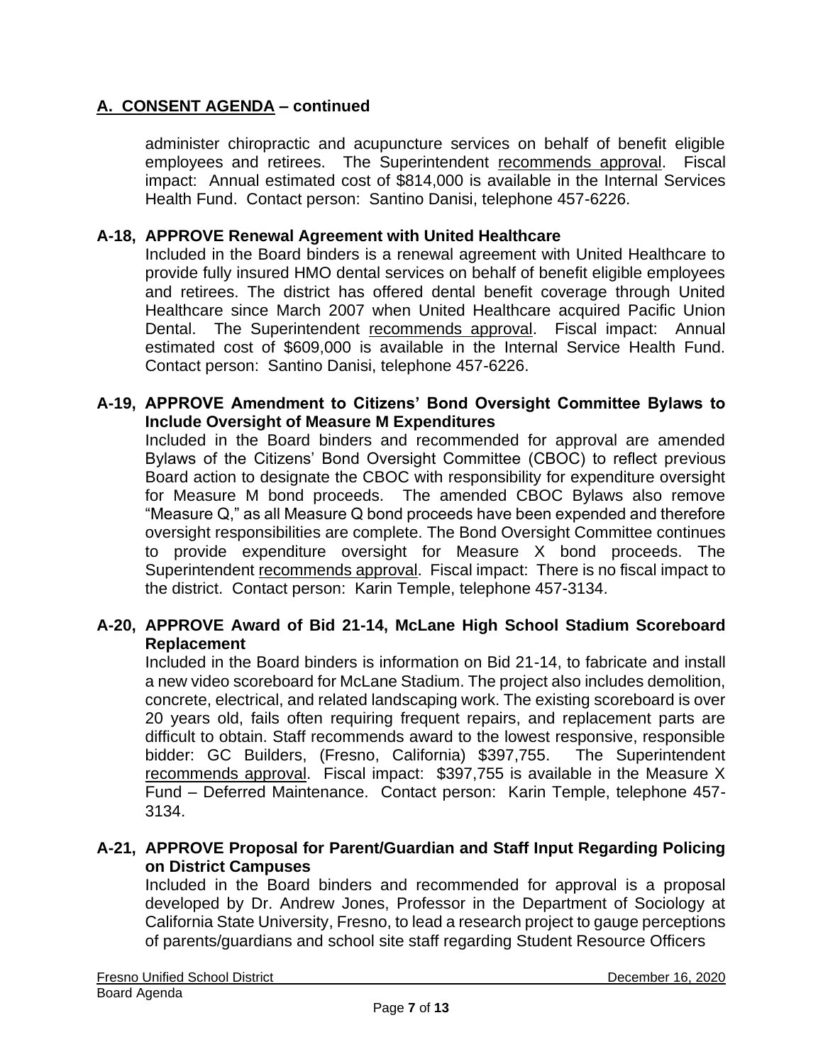## A. CONSENT AGENDA – continued

administer chiropractic and acupuncture services on behalf of benefit eligible employees and retirees. The Superintendent recommends approval. Fiscal impact: Annual estimated cost of $814,000 is available in the Internal Services Health Fund. Contact person: Santino Danisi, telephone 457-6226.

**A-18, APPROVE Renewal Agreement with United Healthcare**

Included in the Board binders is a renewal agreement with United Healthcare to provide fully insured HMO dental services on behalf of benefit eligible employees and retirees. The district has offered dental benefit coverage through United Healthcare since March 2007 when United Healthcare acquired Pacific Union Dental. The Superintendent recommends approval. Fiscal impact: Annual estimated cost of $609,000 is available in the Internal Service Health Fund. Contact person: Santino Danisi, telephone 457-6226.

**A-19, APPROVE Amendment to Citizens' Bond Oversight Committee Bylaws to Include Oversight of Measure M Expenditures**

Included in the Board binders and recommended for approval are amended Bylaws of the Citizens' Bond Oversight Committee (CBOC) to reflect previous Board action to designate the CBOC with responsibility for expenditure oversight for Measure M bond proceeds. The amended CBOC Bylaws also remove "Measure Q," as all Measure Q bond proceeds have been expended and therefore oversight responsibilities are complete. The Bond Oversight Committee continues to provide expenditure oversight for Measure X bond proceeds. The Superintendent recommends approval. Fiscal impact: There is no fiscal impact to the district. Contact person: Karin Temple, telephone 457-3134.

**A-20, APPROVE Award of Bid 21-14, McLane High School Stadium Scoreboard Replacement**

Included in the Board binders is information on Bid 21-14, to fabricate and install a new video scoreboard for McLane Stadium. The project also includes demolition, concrete, electrical, and related landscaping work. The existing scoreboard is over 20 years old, fails often requiring frequent repairs, and replacement parts are difficult to obtain. Staff recommends award to the lowest responsive, responsible bidder: GC Builders, (Fresno, California) $397,755. The Superintendent recommends approval. Fiscal impact: $397,755 is available in the Measure X Fund – Deferred Maintenance. Contact person: Karin Temple, telephone 457-3134.

**A-21, APPROVE Proposal for Parent/Guardian and Staff Input Regarding Policing on District Campuses**

Included in the Board binders and recommended for approval is a proposal developed by Dr. Andrew Jones, Professor in the Department of Sociology at California State University, Fresno, to lead a research project to gauge perceptions of parents/guardians and school site staff regarding Student Resource Officers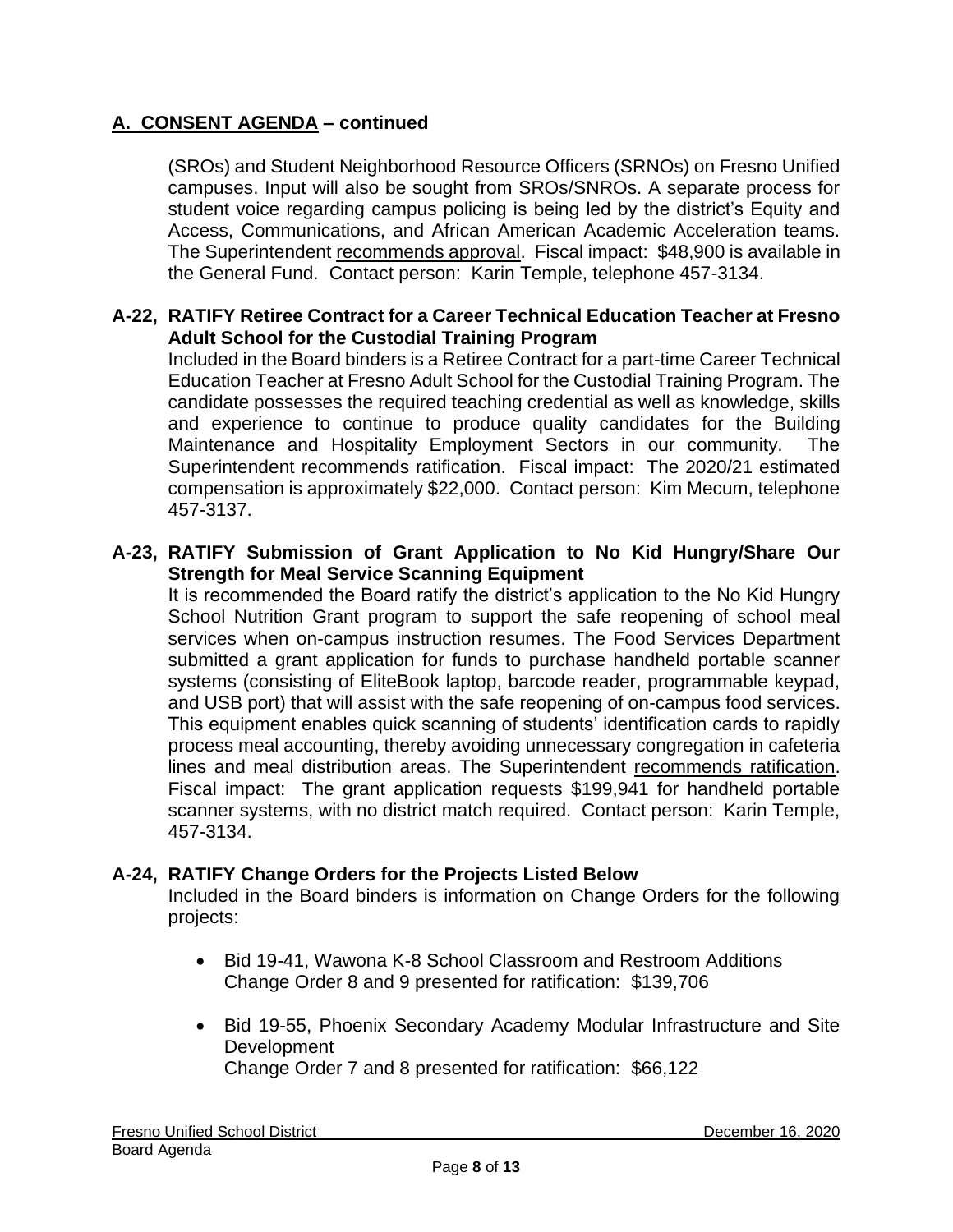## A. CONSENT AGENDA – continued

(SROs) and Student Neighborhood Resource Officers (SRNOs) on Fresno Unified campuses. Input will also be sought from SROs/SNROs. A separate process for student voice regarding campus policing is being led by the district's Equity and Access, Communications, and African American Academic Acceleration teams. The Superintendent recommends approval. Fiscal impact: $48,900 is available in the General Fund. Contact person: Karin Temple, telephone 457-3134.

**A-22, RATIFY Retiree Contract for a Career Technical Education Teacher at Fresno Adult School for the Custodial Training Program**

Included in the Board binders is a Retiree Contract for a part-time Career Technical Education Teacher at Fresno Adult School for the Custodial Training Program. The candidate possesses the required teaching credential as well as knowledge, skills and experience to continue to produce quality candidates for the Building Maintenance and Hospitality Employment Sectors in our community. The Superintendent recommends ratification. Fiscal impact: The 2020/21 estimated compensation is approximately $22,000. Contact person: Kim Mecum, telephone 457-3137.

**A-23, RATIFY Submission of Grant Application to No Kid Hungry/Share Our Strength for Meal Service Scanning Equipment**

It is recommended the Board ratify the district's application to the No Kid Hungry School Nutrition Grant program to support the safe reopening of school meal services when on-campus instruction resumes. The Food Services Department submitted a grant application for funds to purchase handheld portable scanner systems (consisting of EliteBook laptop, barcode reader, programmable keypad, and USB port) that will assist with the safe reopening of on-campus food services. This equipment enables quick scanning of students' identification cards to rapidly process meal accounting, thereby avoiding unnecessary congregation in cafeteria lines and meal distribution areas. The Superintendent recommends ratification. Fiscal impact: The grant application requests $199,941 for handheld portable scanner systems, with no district match required. Contact person: Karin Temple, 457-3134.

**A-24, RATIFY Change Orders for the Projects Listed Below**

Included in the Board binders is information on Change Orders for the following projects:

- Bid 19-41, Wawona K-8 School Classroom and Restroom Additions
  Change Order 8 and 9 presented for ratification: $139,706
- Bid 19-55, Phoenix Secondary Academy Modular Infrastructure and Site Development
  Change Order 7 and 8 presented for ratification: $66,122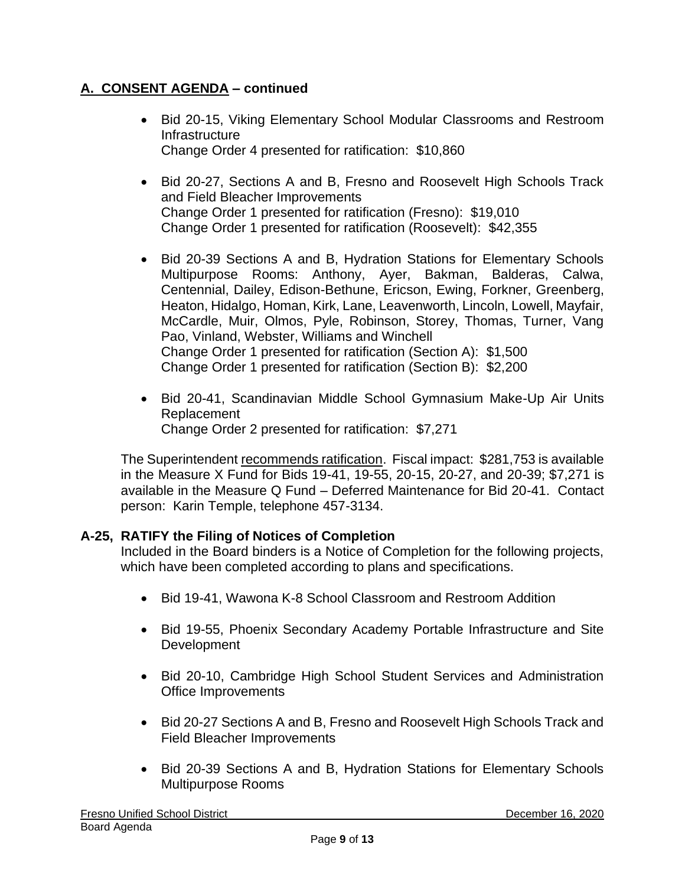## A. CONSENT AGENDA – continued

- Bid 20-15, Viking Elementary School Modular Classrooms and Restroom Infrastructure
  Change Order 4 presented for ratification: $10,860

- Bid 20-27, Sections A and B, Fresno and Roosevelt High Schools Track and Field Bleacher Improvements
  Change Order 1 presented for ratification (Fresno): $19,010
  Change Order 1 presented for ratification (Roosevelt): $42,355

- Bid 20-39 Sections A and B, Hydration Stations for Elementary Schools Multipurpose Rooms: Anthony, Ayer, Bakman, Balderas, Calwa, Centennial, Dailey, Edison-Bethune, Ericson, Ewing, Forkner, Greenberg, Heaton, Hidalgo, Homan, Kirk, Lane, Leavenworth, Lincoln, Lowell, Mayfair, McCardle, Muir, Olmos, Pyle, Robinson, Storey, Thomas, Turner, Vang Pao, Vinland, Webster, Williams and Winchell
  Change Order 1 presented for ratification (Section A): $1,500
  Change Order 1 presented for ratification (Section B): $2,200

- Bid 20-41, Scandinavian Middle School Gymnasium Make-Up Air Units Replacement
  Change Order 2 presented for ratification: $7,271

The Superintendent recommends ratification. Fiscal impact: $281,753 is available in the Measure X Fund for Bids 19-41, 19-55, 20-15, 20-27, and 20-39; $7,271 is available in the Measure Q Fund – Deferred Maintenance for Bid 20-41. Contact person: Karin Temple, telephone 457-3134.

### A-25, RATIFY the Filing of Notices of Completion

Included in the Board binders is a Notice of Completion for the following projects, which have been completed according to plans and specifications.

- Bid 19-41, Wawona K-8 School Classroom and Restroom Addition

- Bid 19-55, Phoenix Secondary Academy Portable Infrastructure and Site Development

- Bid 20-10, Cambridge High School Student Services and Administration Office Improvements

- Bid 20-27 Sections A and B, Fresno and Roosevelt High Schools Track and Field Bleacher Improvements

- Bid 20-39 Sections A and B, Hydration Stations for Elementary Schools Multipurpose Rooms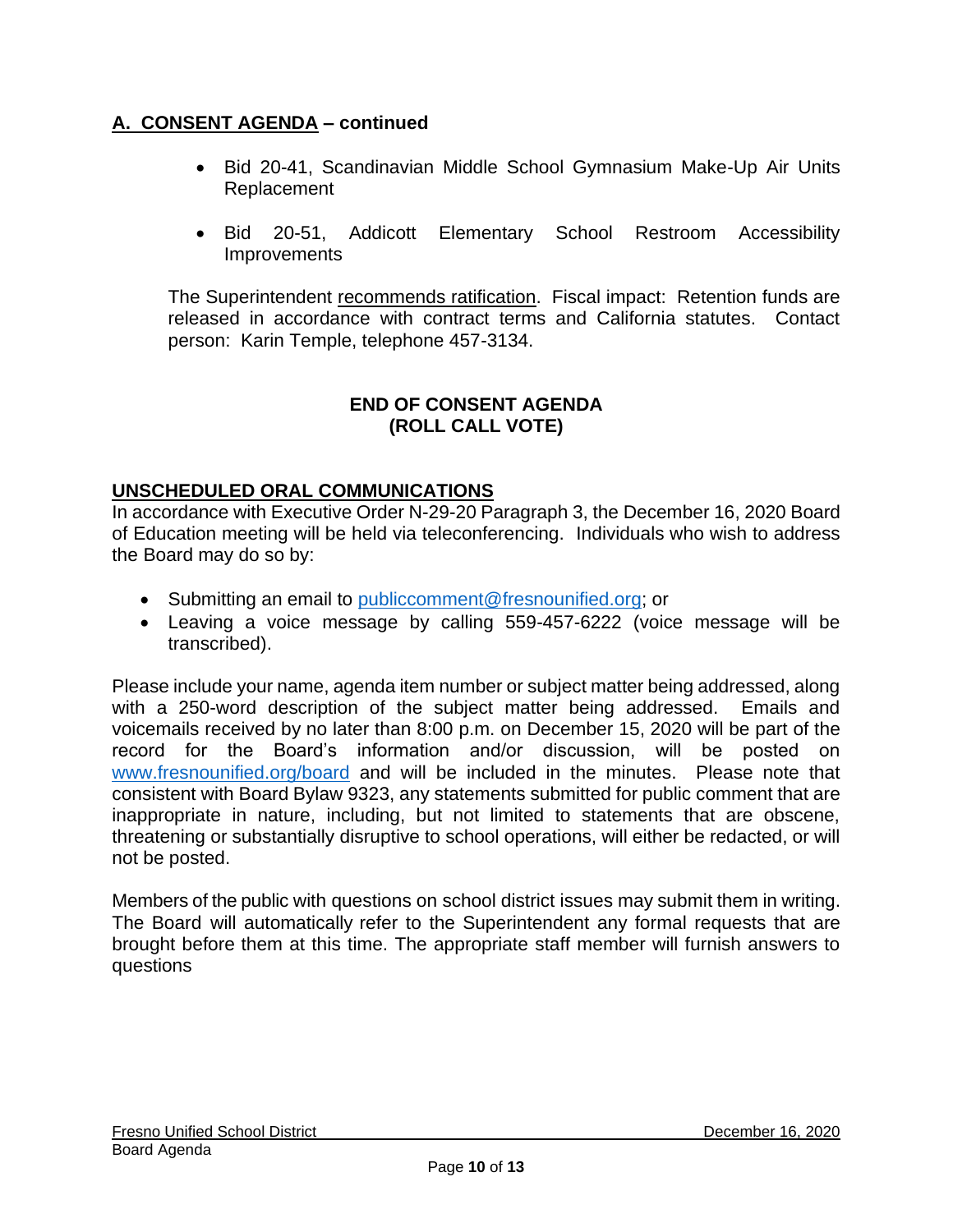## A. CONSENT AGENDA – continued

- Bid 20-41, Scandinavian Middle School Gymnasium Make-Up Air Units Replacement
- Bid 20-51, Addicott Elementary School Restroom Accessibility Improvements

The Superintendent recommends ratification. Fiscal impact: Retention funds are released in accordance with contract terms and California statutes. Contact person: Karin Temple, telephone 457-3134.

**END OF CONSENT AGENDA**
**(ROLL CALL VOTE)**

## UNSCHEDULED ORAL COMMUNICATIONS

In accordance with Executive Order N-29-20 Paragraph 3, the December 16, 2020 Board of Education meeting will be held via teleconferencing. Individuals who wish to address the Board may do so by:

- Submitting an email to publiccomment@fresnounified.org; or
- Leaving a voice message by calling 559-457-6222 (voice message will be transcribed).

Please include your name, agenda item number or subject matter being addressed, along with a 250-word description of the subject matter being addressed. Emails and voicemails received by no later than 8:00 p.m. on December 15, 2020 will be part of the record for the Board's information and/or discussion, will be posted on www.fresnounified.org/board and will be included in the minutes. Please note that consistent with Board Bylaw 9323, any statements submitted for public comment that are inappropriate in nature, including, but not limited to statements that are obscene, threatening or substantially disruptive to school operations, will either be redacted, or will not be posted.

Members of the public with questions on school district issues may submit them in writing. The Board will automatically refer to the Superintendent any formal requests that are brought before them at this time. The appropriate staff member will furnish answers to questions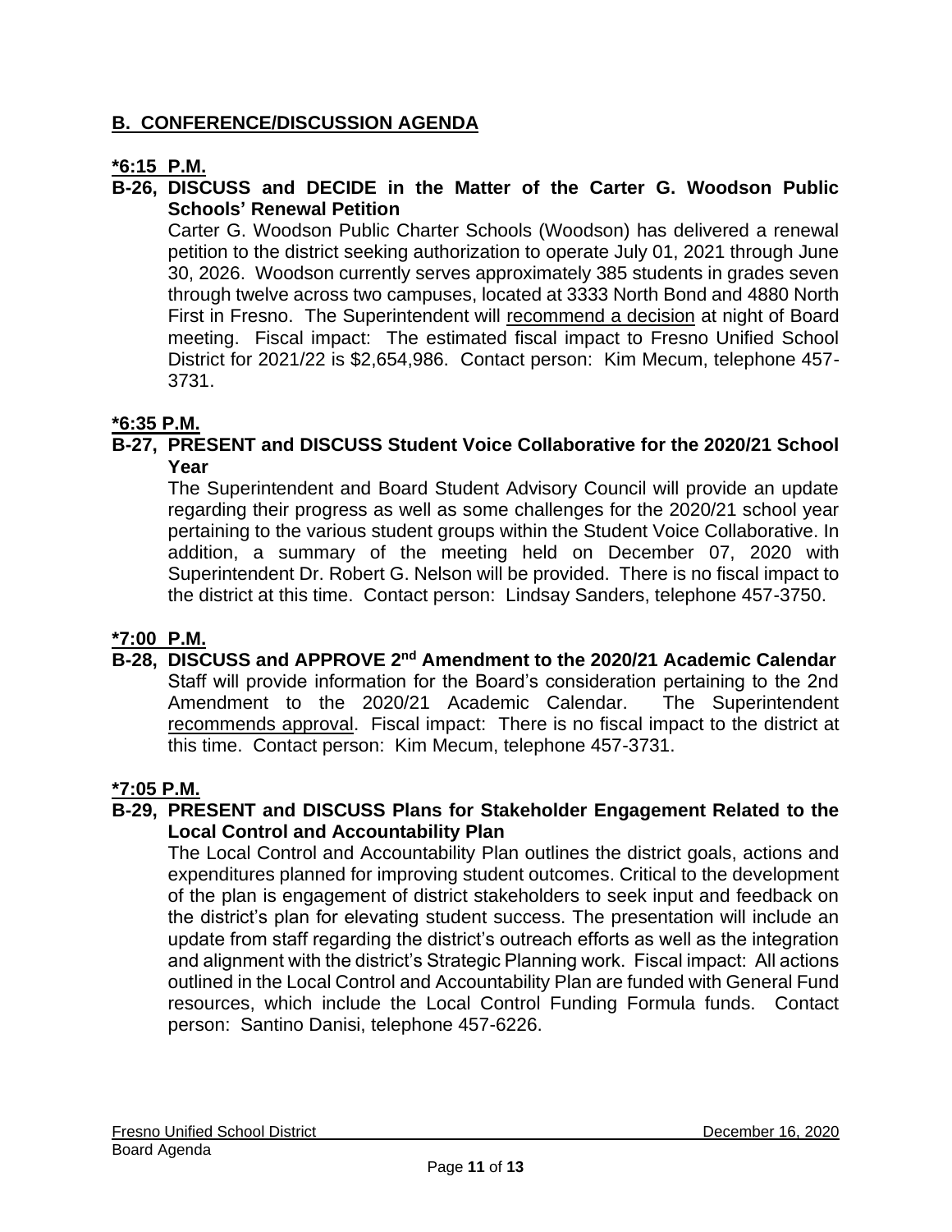## B. CONFERENCE/DISCUSSION AGENDA

**\*6:15 P.M.**

**B-26, DISCUSS and DECIDE in the Matter of the Carter G. Woodson Public Schools' Renewal Petition**

Carter G. Woodson Public Charter Schools (Woodson) has delivered a renewal petition to the district seeking authorization to operate July 01, 2021 through June 30, 2026. Woodson currently serves approximately 385 students in grades seven through twelve across two campuses, located at 3333 North Bond and 4880 North First in Fresno. The Superintendent will recommend a decision at night of Board meeting. Fiscal impact: The estimated fiscal impact to Fresno Unified School District for 2021/22 is $2,654,986. Contact person: Kim Mecum, telephone 457-3731.

**\*6:35 P.M.**

**B-27, PRESENT and DISCUSS Student Voice Collaborative for the 2020/21 School Year**

The Superintendent and Board Student Advisory Council will provide an update regarding their progress as well as some challenges for the 2020/21 school year pertaining to the various student groups within the Student Voice Collaborative. In addition, a summary of the meeting held on December 07, 2020 with Superintendent Dr. Robert G. Nelson will be provided. There is no fiscal impact to the district at this time. Contact person: Lindsay Sanders, telephone 457-3750.

**\*7:00 P.M.**

**B-28, DISCUSS and APPROVE 2nd Amendment to the 2020/21 Academic Calendar**

Staff will provide information for the Board's consideration pertaining to the 2nd Amendment to the 2020/21 Academic Calendar. The Superintendent recommends approval. Fiscal impact: There is no fiscal impact to the district at this time. Contact person: Kim Mecum, telephone 457-3731.

**\*7:05 P.M.**

**B-29, PRESENT and DISCUSS Plans for Stakeholder Engagement Related to the Local Control and Accountability Plan**

The Local Control and Accountability Plan outlines the district goals, actions and expenditures planned for improving student outcomes. Critical to the development of the plan is engagement of district stakeholders to seek input and feedback on the district's plan for elevating student success. The presentation will include an update from staff regarding the district's outreach efforts as well as the integration and alignment with the district's Strategic Planning work. Fiscal impact: All actions outlined in the Local Control and Accountability Plan are funded with General Fund resources, which include the Local Control Funding Formula funds. Contact person: Santino Danisi, telephone 457-6226.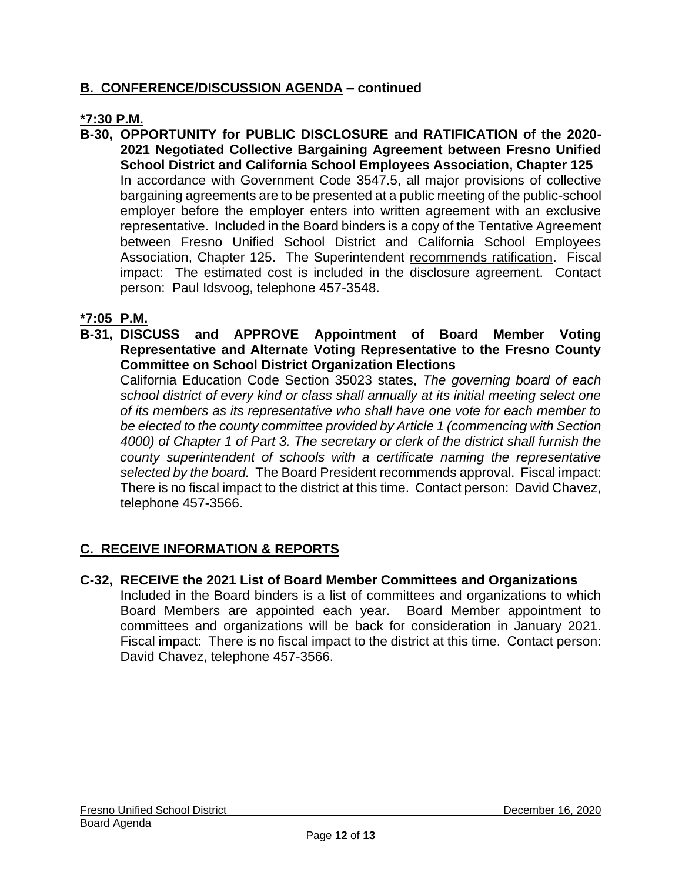## B. CONFERENCE/DISCUSSION AGENDA – continued

**\*7:30 P.M.**

**B-30, OPPORTUNITY for PUBLIC DISCLOSURE and RATIFICATION of the 2020-2021 Negotiated Collective Bargaining Agreement between Fresno Unified School District and California School Employees Association, Chapter 125**

In accordance with Government Code 3547.5, all major provisions of collective bargaining agreements are to be presented at a public meeting of the public-school employer before the employer enters into written agreement with an exclusive representative. Included in the Board binders is a copy of the Tentative Agreement between Fresno Unified School District and California School Employees Association, Chapter 125. The Superintendent recommends ratification. Fiscal impact: The estimated cost is included in the disclosure agreement. Contact person: Paul Idsvoog, telephone 457-3548.

**\*7:05 P.M.**

**B-31, DISCUSS and APPROVE Appointment of Board Member Voting Representative and Alternate Voting Representative to the Fresno County Committee on School District Organization Elections**

California Education Code Section 35023 states, *The governing board of each school district of every kind or class shall annually at its initial meeting select one of its members as its representative who shall have one vote for each member to be elected to the county committee provided by Article 1 (commencing with Section 4000) of Chapter 1 of Part 3. The secretary or clerk of the district shall furnish the county superintendent of schools with a certificate naming the representative selected by the board.* The Board President recommends approval. Fiscal impact: There is no fiscal impact to the district at this time. Contact person: David Chavez, telephone 457-3566.

## C. RECEIVE INFORMATION & REPORTS

**C-32, RECEIVE the 2021 List of Board Member Committees and Organizations**

Included in the Board binders is a list of committees and organizations to which Board Members are appointed each year. Board Member appointment to committees and organizations will be back for consideration in January 2021. Fiscal impact: There is no fiscal impact to the district at this time. Contact person: David Chavez, telephone 457-3566.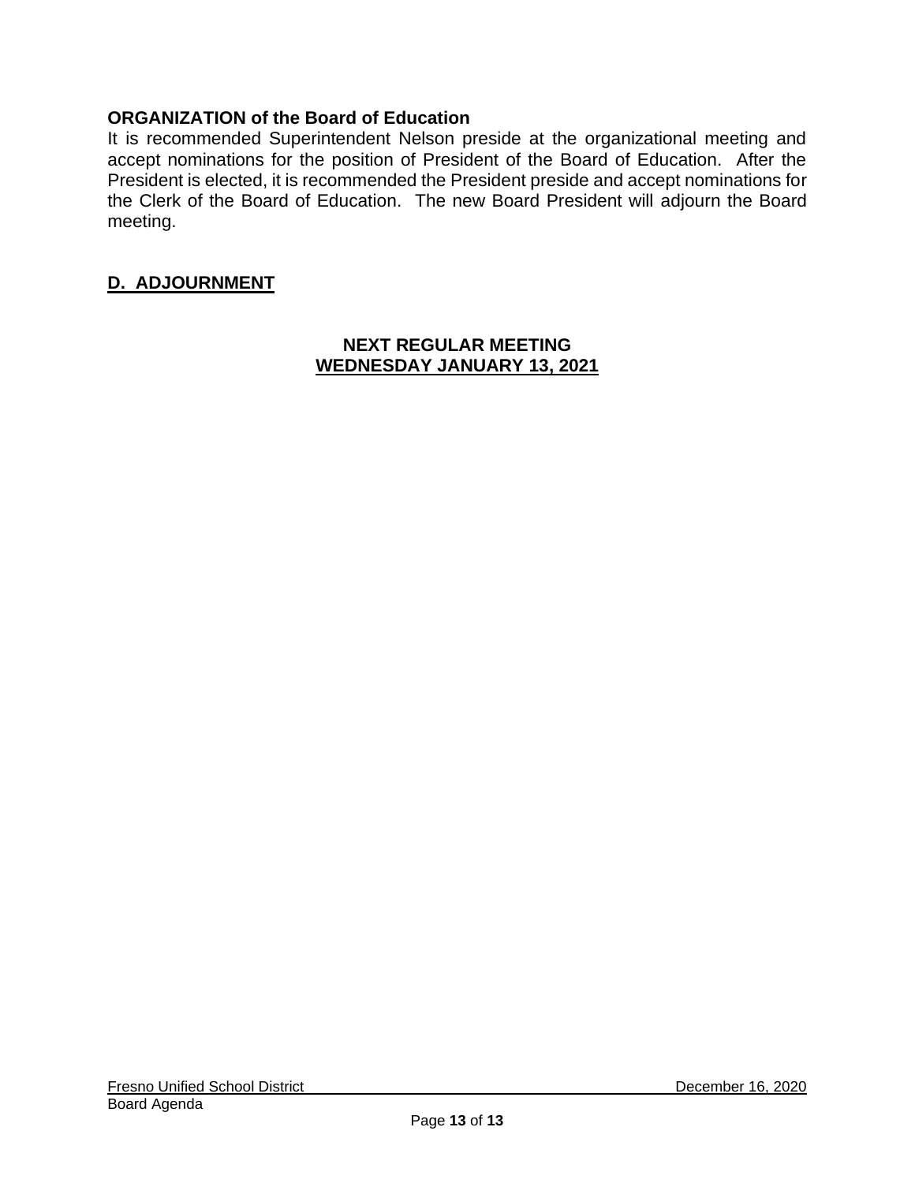**ORGANIZATION of the Board of Education**

It is recommended Superintendent Nelson preside at the organizational meeting and accept nominations for the position of President of the Board of Education. After the President is elected, it is recommended the President preside and accept nominations for the Clerk of the Board of Education. The new Board President will adjourn the Board meeting.

## D. ADJOURNMENT

**NEXT REGULAR MEETING**
**WEDNESDAY JANUARY 13, 2021**